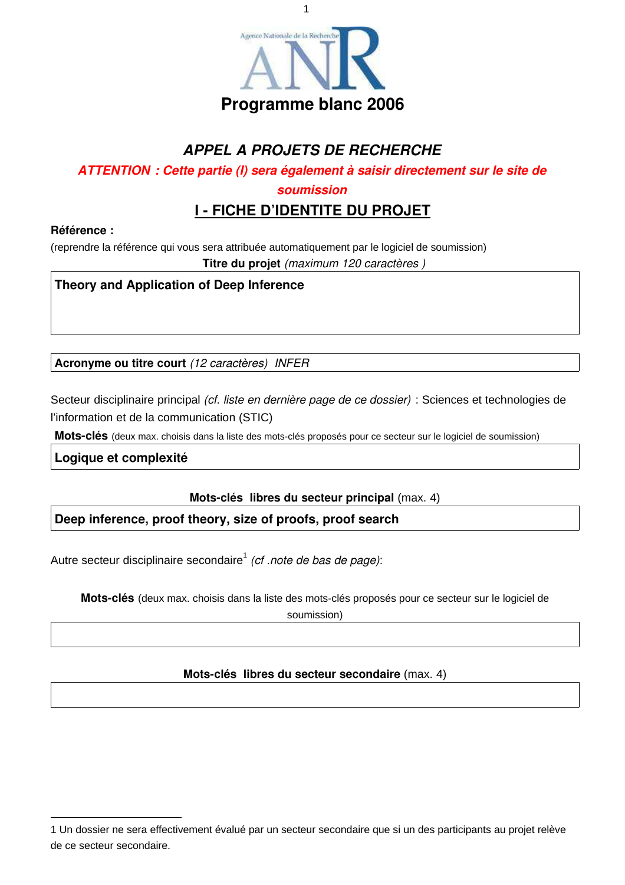Agence Nationale de la Recherche

ANR

# Programme blanc 2006

## *APPEL A PROJETS DE RECHERCHE*

***ATTENTION : Cette partie (I) sera également à saisir directement sur le site de soumission***

## I - FICHE D'IDENTITE DU PROJET

**Référence :**

(reprendre la référence qui vous sera attribuée automatiquement par le logiciel de soumission)

**Titre du projet** *(maximum 120 caractères )*

| **Theory and Application of Deep Inference** |
|---|

| **Acronyme ou titre court** *(12 caractères)* *INFER* |
|---|

Secteur disciplinaire principal *(cf. liste en dernière page de ce dossier)* : Sciences et technologies de l'information et de la communication (STIC)

**Mots-clés** (deux max. choisis dans la liste des mots-clés proposés pour ce secteur sur le logiciel de soumission)

| **Logique et complexité** |
|---|

**Mots-clés libres du secteur principal** (max. 4)

| **Deep inference, proof theory, size of proofs, proof search** |
|---|

Autre secteur disciplinaire secondaire[1] *(cf .note de bas de page)*:

**Mots-clés** (deux max. choisis dans la liste des mots-clés proposés pour ce secteur sur le logiciel de soumission)

| |
|---|

**Mots-clés libres du secteur secondaire** (max. 4)

| |
|---|

---

1 Un dossier ne sera effectivement évalué par un secteur secondaire que si un des participants au projet relève de ce secteur secondaire.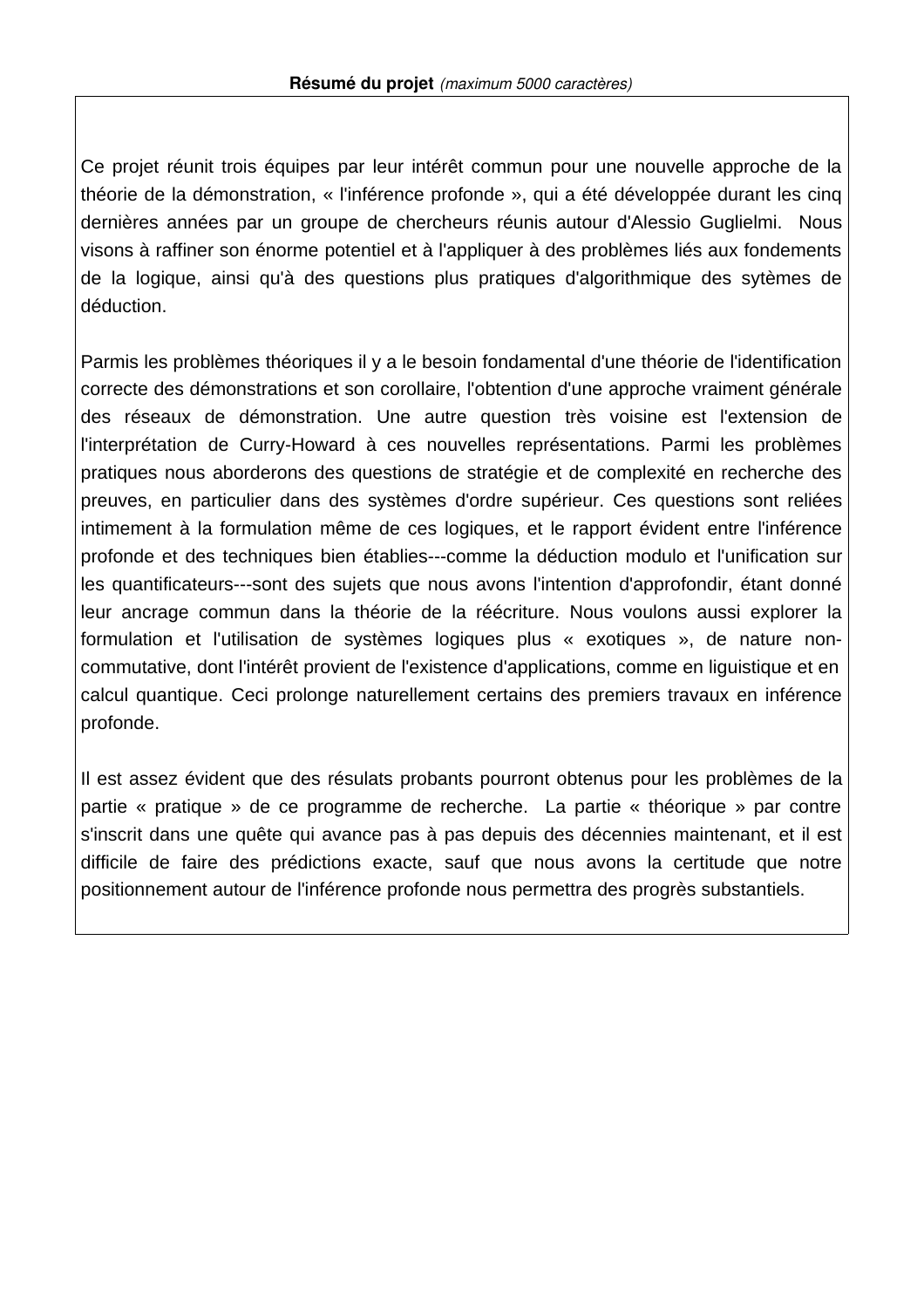**Résumé du projet** *(maximum 5000 caractères)*

Ce projet réunit trois équipes par leur intérêt commun pour une nouvelle approche de la théorie de la démonstration, « l'inférence profonde », qui a été développée durant les cinq dernières années par un groupe de chercheurs réunis autour d'Alessio Guglielmi. Nous visons à raffiner son énorme potentiel et à l'appliquer à des problèmes liés aux fondements de la logique, ainsi qu'à des questions plus pratiques d'algorithmique des sytèmes de déduction.

Parmis les problèmes théoriques il y a le besoin fondamental d'une théorie de l'identification correcte des démonstrations et son corollaire, l'obtention d'une approche vraiment générale des réseaux de démonstration. Une autre question très voisine est l'extension de l'interprétation de Curry-Howard à ces nouvelles représentations. Parmi les problèmes pratiques nous aborderons des questions de stratégie et de complexité en recherche des preuves, en particulier dans des systèmes d'ordre supérieur. Ces questions sont reliées intimement à la formulation même de ces logiques, et le rapport évident entre l'inférence profonde et des techniques bien établies---comme la déduction modulo et l'unification sur les quantificateurs---sont des sujets que nous avons l'intention d'approfondir, étant donné leur ancrage commun dans la théorie de la réécriture. Nous voulons aussi explorer la formulation et l'utilisation de systèmes logiques plus « exotiques », de nature non-commutative, dont l'intérêt provient de l'existence d'applications, comme en liguistique et en calcul quantique. Ceci prolonge naturellement certains des premiers travaux en inférence profonde.

Il est assez évident que des résulats probants pourront obtenus pour les problèmes de la partie « pratique » de ce programme de recherche. La partie « théorique » par contre s'inscrit dans une quête qui avance pas à pas depuis des décennies maintenant, et il est difficile de faire des prédictions exacte, sauf que nous avons la certitude que notre positionnement autour de l'inférence profonde nous permettra des progrès substantiels.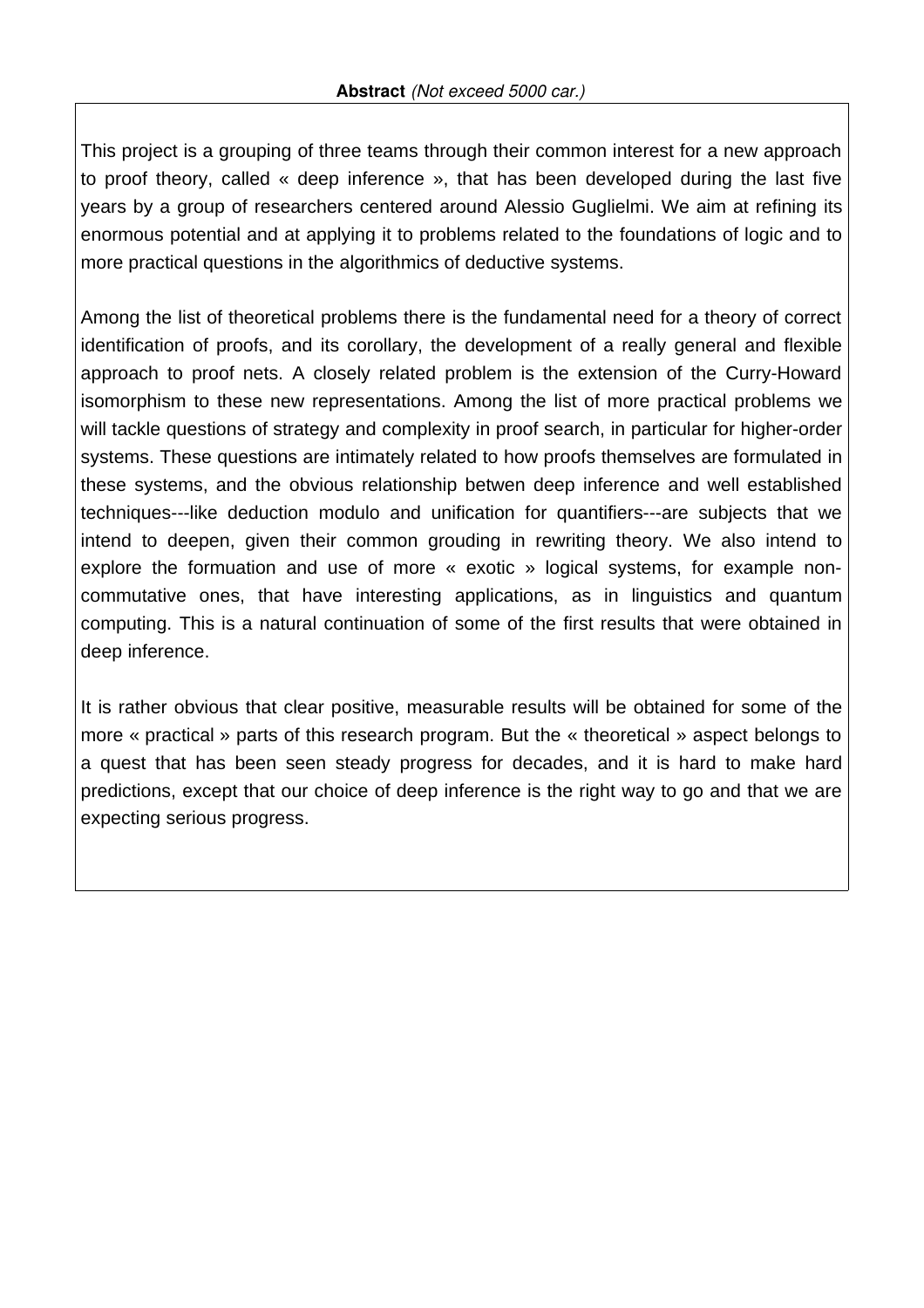**Abstract** *(Not exceed 5000 car.)*

This project is a grouping of three teams through their common interest for a new approach to proof theory, called « deep inference », that has been developed during the last five years by a group of researchers centered around Alessio Guglielmi. We aim at refining its enormous potential and at applying it to problems related to the foundations of logic and to more practical questions in the algorithmics of deductive systems.

Among the list of theoretical problems there is the fundamental need for a theory of correct identification of proofs, and its corollary, the development of a really general and flexible approach to proof nets. A closely related problem is the extension of the Curry-Howard isomorphism to these new representations. Among the list of more practical problems we will tackle questions of strategy and complexity in proof search, in particular for higher-order systems. These questions are intimately related to how proofs themselves are formulated in these systems, and the obvious relationship betwen deep inference and well established techniques---like deduction modulo and unification for quantifiers---are subjects that we intend to deepen, given their common grouding in rewriting theory. We also intend to explore the formuation and use of more « exotic » logical systems, for example non-commutative ones, that have interesting applications, as in linguistics and quantum computing. This is a natural continuation of some of the first results that were obtained in deep inference.

It is rather obvious that clear positive, measurable results will be obtained for some of the more « practical » parts of this research program. But the « theoretical » aspect belongs to a quest that has been seen steady progress for decades, and it is hard to make hard predictions, except that our choice of deep inference is the right way to go and that we are expecting serious progress.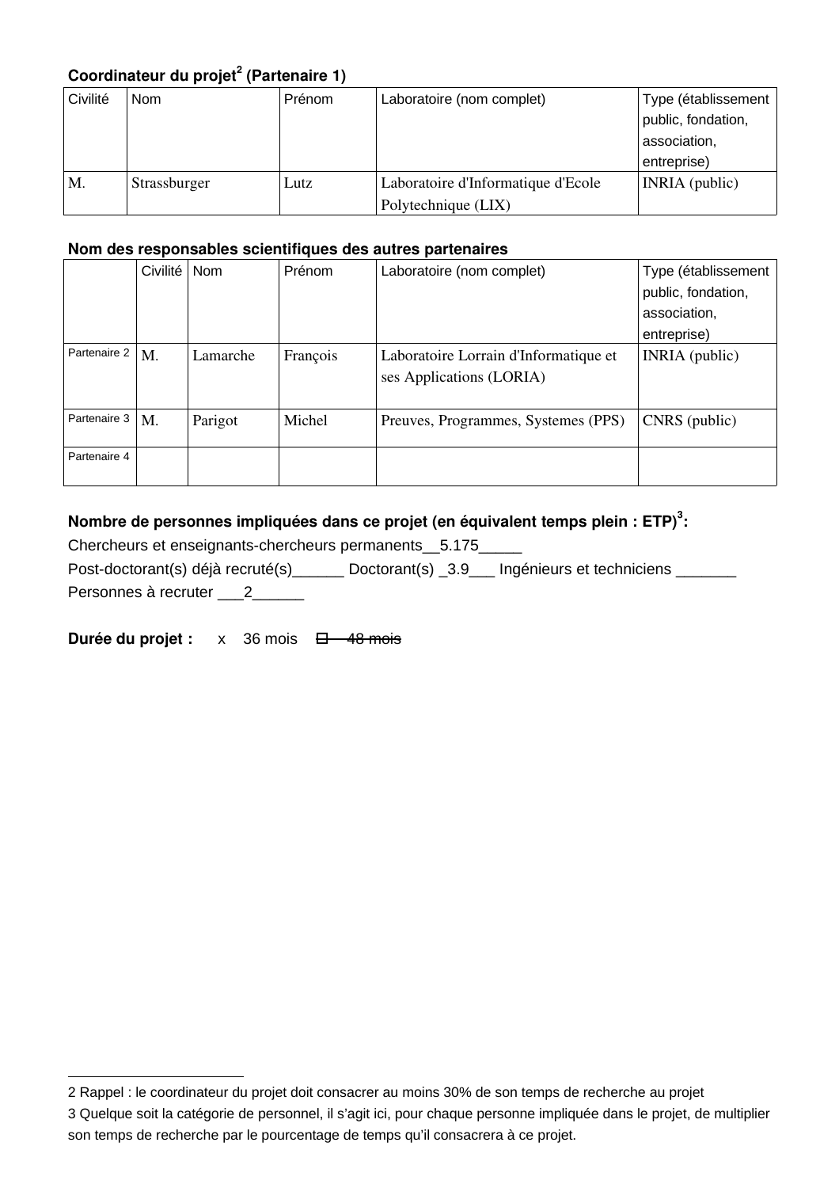**Coordinateur du projet[2] (Partenaire 1)**

| Civilité | Nom | Prénom | Laboratoire (nom complet) | Type (établissement public, fondation, association, entreprise) |
|---|---|---|---|---|
| M. | Strassburger | Lutz | Laboratoire d'Informatique d'Ecole Polytechnique (LIX) | INRIA (public) |

**Nom des responsables scientifiques des autres partenaires**

| | Civilité | Nom | Prénom | Laboratoire (nom complet) | Type (établissement public, fondation, association, entreprise) |
|---|---|---|---|---|---|
| Partenaire 2 | M. | Lamarche | François | Laboratoire Lorrain d'Informatique et ses Applications (LORIA) | INRIA (public) |
| Partenaire 3 | M. | Parigot | Michel | Preuves, Programmes, Systemes (PPS) | CNRS (public) |
| Partenaire 4 | | | | | |

**Nombre de personnes impliquées dans ce projet (en équivalent temps plein : ETP)[3]:**

Chercheurs et enseignants-chercheurs permanents__5.175_____

Post-doctorant(s) déjà recruté(s)______ Doctorant(s) _3.9___ Ingénieurs et techniciens _______

Personnes à recruter ___2______

**Durée du projet :** x 36 mois ~~☐ 48 mois~~

---

2 Rappel : le coordinateur du projet doit consacrer au moins 30% de son temps de recherche au projet

3 Quelque soit la catégorie de personnel, il s'agit ici, pour chaque personne impliquée dans le projet, de multiplier son temps de recherche par le pourcentage de temps qu'il consacrera à ce projet.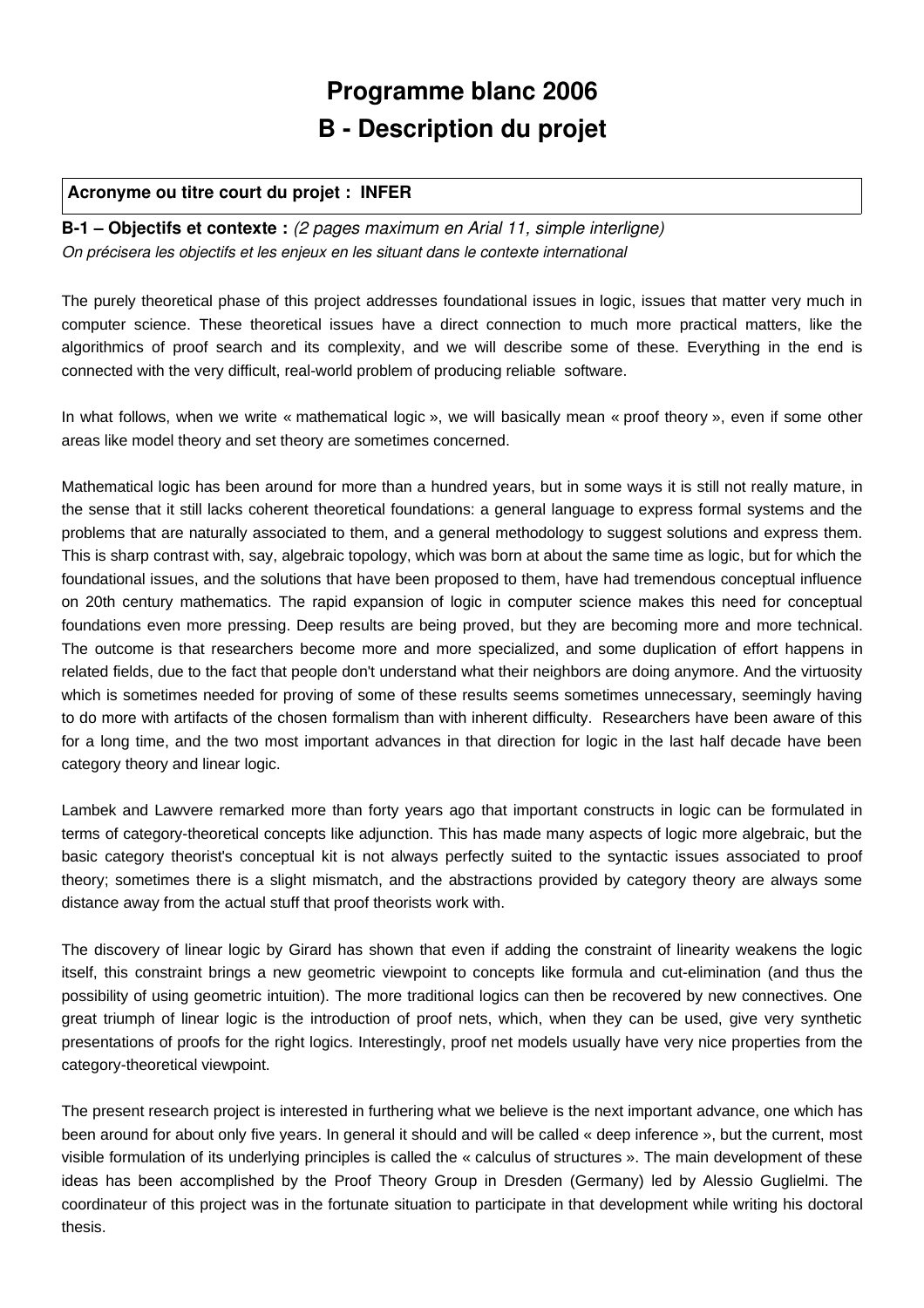# Programme blanc 2006
# B - Description du projet

**Acronyme ou titre court du projet : INFER**

**B-1 – Objectifs et contexte :** *(2 pages maximum en Arial 11, simple interligne)*
*On précisera les objectifs et les enjeux en les situant dans le contexte international*

The purely theoretical phase of this project addresses foundational issues in logic, issues that matter very much in computer science. These theoretical issues have a direct connection to much more practical matters, like the algorithmics of proof search and its complexity, and we will describe some of these. Everything in the end is connected with the very difficult, real-world problem of producing reliable software.

In what follows, when we write « mathematical logic », we will basically mean « proof theory », even if some other areas like model theory and set theory are sometimes concerned.

Mathematical logic has been around for more than a hundred years, but in some ways it is still not really mature, in the sense that it still lacks coherent theoretical foundations: a general language to express formal systems and the problems that are naturally associated to them, and a general methodology to suggest solutions and express them. This is sharp contrast with, say, algebraic topology, which was born at about the same time as logic, but for which the foundational issues, and the solutions that have been proposed to them, have had tremendous conceptual influence on 20th century mathematics. The rapid expansion of logic in computer science makes this need for conceptual foundations even more pressing. Deep results are being proved, but they are becoming more and more technical. The outcome is that researchers become more and more specialized, and some duplication of effort happens in related fields, due to the fact that people don't understand what their neighbors are doing anymore. And the virtuosity which is sometimes needed for proving of some of these results seems sometimes unnecessary, seemingly having to do more with artifacts of the chosen formalism than with inherent difficulty. Researchers have been aware of this for a long time, and the two most important advances in that direction for logic in the last half decade have been category theory and linear logic.

Lambek and Lawvere remarked more than forty years ago that important constructs in logic can be formulated in terms of category-theoretical concepts like adjunction. This has made many aspects of logic more algebraic, but the basic category theorist's conceptual kit is not always perfectly suited to the syntactic issues associated to proof theory; sometimes there is a slight mismatch, and the abstractions provided by category theory are always some distance away from the actual stuff that proof theorists work with.

The discovery of linear logic by Girard has shown that even if adding the constraint of linearity weakens the logic itself, this constraint brings a new geometric viewpoint to concepts like formula and cut-elimination (and thus the possibility of using geometric intuition). The more traditional logics can then be recovered by new connectives. One great triumph of linear logic is the introduction of proof nets, which, when they can be used, give very synthetic presentations of proofs for the right logics. Interestingly, proof net models usually have very nice properties from the category-theoretical viewpoint.

The present research project is interested in furthering what we believe is the next important advance, one which has been around for about only five years. In general it should and will be called « deep inference », but the current, most visible formulation of its underlying principles is called the « calculus of structures ». The main development of these ideas has been accomplished by the Proof Theory Group in Dresden (Germany) led by Alessio Guglielmi. The coordinateur of this project was in the fortunate situation to participate in that development while writing his doctoral thesis.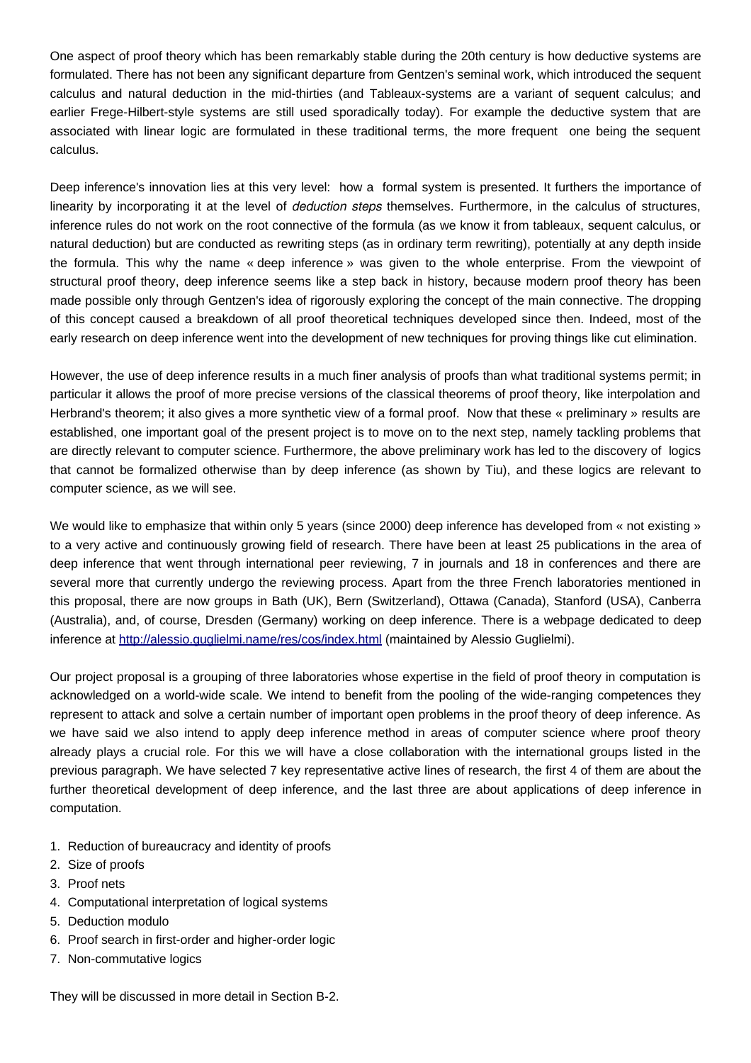One aspect of proof theory which has been remarkably stable during the 20th century is how deductive systems are formulated. There has not been any significant departure from Gentzen's seminal work, which introduced the sequent calculus and natural deduction in the mid-thirties (and Tableaux-systems are a variant of sequent calculus; and earlier Frege-Hilbert-style systems are still used sporadically today). For example the deductive system that are associated with linear logic are formulated in these traditional terms, the more frequent one being the sequent calculus.

Deep inference's innovation lies at this very level: how a formal system is presented. It furthers the importance of linearity by incorporating it at the level of *deduction steps* themselves. Furthermore, in the calculus of structures, inference rules do not work on the root connective of the formula (as we know it from tableaux, sequent calculus, or natural deduction) but are conducted as rewriting steps (as in ordinary term rewriting), potentially at any depth inside the formula. This why the name « deep inference » was given to the whole enterprise. From the viewpoint of structural proof theory, deep inference seems like a step back in history, because modern proof theory has been made possible only through Gentzen's idea of rigorously exploring the concept of the main connective. The dropping of this concept caused a breakdown of all proof theoretical techniques developed since then. Indeed, most of the early research on deep inference went into the development of new techniques for proving things like cut elimination.

However, the use of deep inference results in a much finer analysis of proofs than what traditional systems permit; in particular it allows the proof of more precise versions of the classical theorems of proof theory, like interpolation and Herbrand's theorem; it also gives a more synthetic view of a formal proof. Now that these « preliminary » results are established, one important goal of the present project is to move on to the next step, namely tackling problems that are directly relevant to computer science. Furthermore, the above preliminary work has led to the discovery of logics that cannot be formalized otherwise than by deep inference (as shown by Tiu), and these logics are relevant to computer science, as we will see.

We would like to emphasize that within only 5 years (since 2000) deep inference has developed from « not existing » to a very active and continuously growing field of research. There have been at least 25 publications in the area of deep inference that went through international peer reviewing, 7 in journals and 18 in conferences and there are several more that currently undergo the reviewing process. Apart from the three French laboratories mentioned in this proposal, there are now groups in Bath (UK), Bern (Switzerland), Ottawa (Canada), Stanford (USA), Canberra (Australia), and, of course, Dresden (Germany) working on deep inference. There is a webpage dedicated to deep inference at http://alessio.guglielmi.name/res/cos/index.html (maintained by Alessio Guglielmi).

Our project proposal is a grouping of three laboratories whose expertise in the field of proof theory in computation is acknowledged on a world-wide scale. We intend to benefit from the pooling of the wide-ranging competences they represent to attack and solve a certain number of important open problems in the proof theory of deep inference. As we have said we also intend to apply deep inference method in areas of computer science where proof theory already plays a crucial role. For this we will have a close collaboration with the international groups listed in the previous paragraph. We have selected 7 key representative active lines of research, the first 4 of them are about the further theoretical development of deep inference, and the last three are about applications of deep inference in computation.

1. Reduction of bureaucracy and identity of proofs
2. Size of proofs
3. Proof nets
4. Computational interpretation of logical systems
5. Deduction modulo
6. Proof search in first-order and higher-order logic
7. Non-commutative logics

They will be discussed in more detail in Section B-2.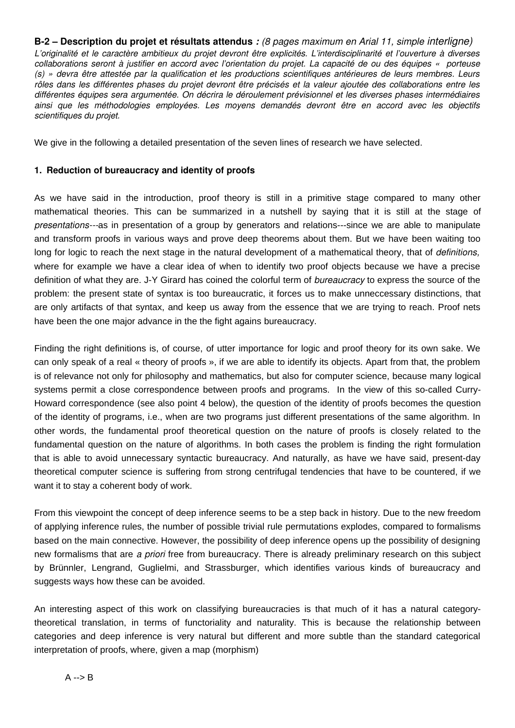**B-2 – Description du projet et résultats attendus** *: (8 pages maximum en Arial 11, simple interligne)*

*L'originalité et le caractère ambitieux du projet devront être explicités. L'interdisciplinarité et l'ouverture à diverses collaborations seront à justifier en accord avec l'orientation du projet. La capacité de ou des équipes « porteuse (s) » devra être attestée par la qualification et les productions scientifiques antérieures de leurs membres. Leurs rôles dans les différentes phases du projet devront être précisés et la valeur ajoutée des collaborations entre les différentes équipes sera argumentée. On décrira le déroulement prévisionnel et les diverses phases intermédiaires ainsi que les méthodologies employées. Les moyens demandés devront être en accord avec les objectifs scientifiques du projet.*

We give in the following a detailed presentation of the seven lines of research we have selected.

**1. Reduction of bureaucracy and identity of proofs**

As we have said in the introduction, proof theory is still in a primitive stage compared to many other mathematical theories. This can be summarized in a nutshell by saying that it is still at the stage of *presentations*---as in presentation of a group by generators and relations---since we are able to manipulate and transform proofs in various ways and prove deep theorems about them. But we have been waiting too long for logic to reach the next stage in the natural development of a mathematical theory, that of *definitions,* where for example we have a clear idea of when to identify two proof objects because we have a precise definition of what they are. J-Y Girard has coined the colorful term of *bureaucracy* to express the source of the problem: the present state of syntax is too bureaucratic, it forces us to make unneccessary distinctions, that are only artifacts of that syntax, and keep us away from the essence that we are trying to reach. Proof nets have been the one major advance in the the fight agains bureaucracy.

Finding the right definitions is, of course, of utter importance for logic and proof theory for its own sake. We can only speak of a real « theory of proofs », if we are able to identify its objects. Apart from that, the problem is of relevance not only for philosophy and mathematics, but also for computer science, because many logical systems permit a close correspondence between proofs and programs. In the view of this so-called Curry-Howard correspondence (see also point 4 below), the question of the identity of proofs becomes the question of the identity of programs, i.e., when are two programs just different presentations of the same algorithm. In other words, the fundamental proof theoretical question on the nature of proofs is closely related to the fundamental question on the nature of algorithms. In both cases the problem is finding the right formulation that is able to avoid unnecessary syntactic bureaucracy. And naturally, as have we have said, present-day theoretical computer science is suffering from strong centrifugal tendencies that have to be countered, if we want it to stay a coherent body of work.

From this viewpoint the concept of deep inference seems to be a step back in history. Due to the new freedom of applying inference rules, the number of possible trivial rule permutations explodes, compared to formalisms based on the main connective. However, the possibility of deep inference opens up the possibility of designing new formalisms that are *a priori* free from bureaucracy. There is already preliminary research on this subject by Brünnler, Lengrand, Guglielmi, and Strassburger, which identifies various kinds of bureaucracy and suggests ways how these can be avoided.

An interesting aspect of this work on classifying bureaucracies is that much of it has a natural category-theoretical translation, in terms of functoriality and naturality. This is because the relationship between categories and deep inference is very natural but different and more subtle than the standard categorical interpretation of proofs, where, given a map (morphism)

A --> B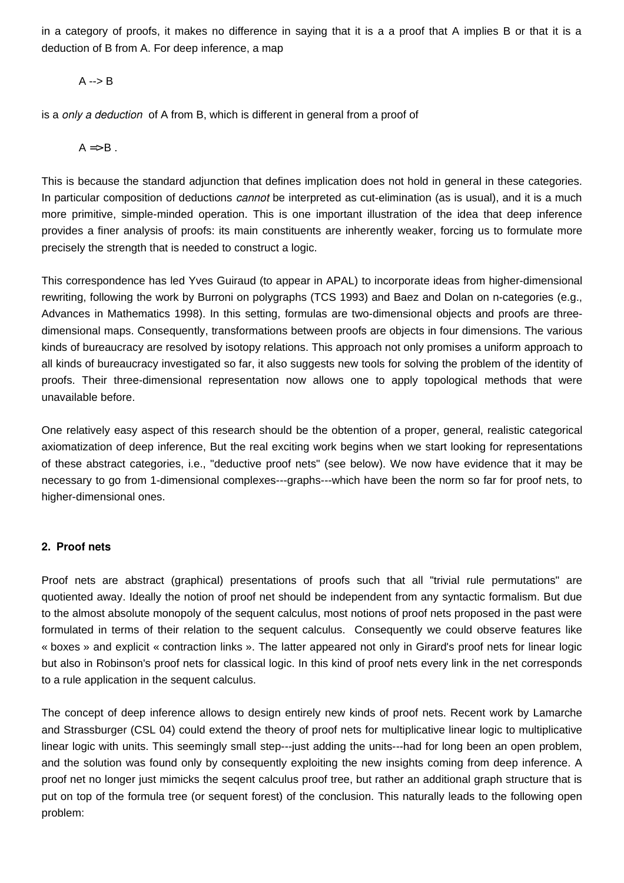in a category of proofs, it makes no difference in saying that it is a a proof that A implies B or that it is a deduction of B from A. For deep inference, a map

$A \dashrightarrow B$

is a *only a deduction* of A from B, which is different in general from a proof of

$A \Rightarrow B$ .

This is because the standard adjunction that defines implication does not hold in general in these categories. In particular composition of deductions *cannot* be interpreted as cut-elimination (as is usual), and it is a much more primitive, simple-minded operation. This is one important illustration of the idea that deep inference provides a finer analysis of proofs: its main constituents are inherently weaker, forcing us to formulate more precisely the strength that is needed to construct a logic.

This correspondence has led Yves Guiraud (to appear in APAL) to incorporate ideas from higher-dimensional rewriting, following the work by Burroni on polygraphs (TCS 1993) and Baez and Dolan on n-categories (e.g., Advances in Mathematics 1998). In this setting, formulas are two-dimensional objects and proofs are three-dimensional maps. Consequently, transformations between proofs are objects in four dimensions. The various kinds of bureaucracy are resolved by isotopy relations. This approach not only promises a uniform approach to all kinds of bureaucracy investigated so far, it also suggests new tools for solving the problem of the identity of proofs. Their three-dimensional representation now allows one to apply topological methods that were unavailable before.

One relatively easy aspect of this research should be the obtention of a proper, general, realistic categorical axiomatization of deep inference, But the real exciting work begins when we start looking for representations of these abstract categories, i.e., "deductive proof nets" (see below). We now have evidence that it may be necessary to go from 1-dimensional complexes---graphs---which have been the norm so far for proof nets, to higher-dimensional ones.

### 2. Proof nets

Proof nets are abstract (graphical) presentations of proofs such that all "trivial rule permutations" are quotiented away. Ideally the notion of proof net should be independent from any syntactic formalism. But due to the almost absolute monopoly of the sequent calculus, most notions of proof nets proposed in the past were formulated in terms of their relation to the sequent calculus. Consequently we could observe features like « boxes » and explicit « contraction links ». The latter appeared not only in Girard's proof nets for linear logic but also in Robinson's proof nets for classical logic. In this kind of proof nets every link in the net corresponds to a rule application in the sequent calculus.

The concept of deep inference allows to design entirely new kinds of proof nets. Recent work by Lamarche and Strassburger (CSL 04) could extend the theory of proof nets for multiplicative linear logic to multiplicative linear logic with units. This seemingly small step---just adding the units---had for long been an open problem, and the solution was found only by consequently exploiting the new insights coming from deep inference. A proof net no longer just mimicks the seqent calculus proof tree, but rather an additional graph structure that is put on top of the formula tree (or sequent forest) of the conclusion. This naturally leads to the following open problem: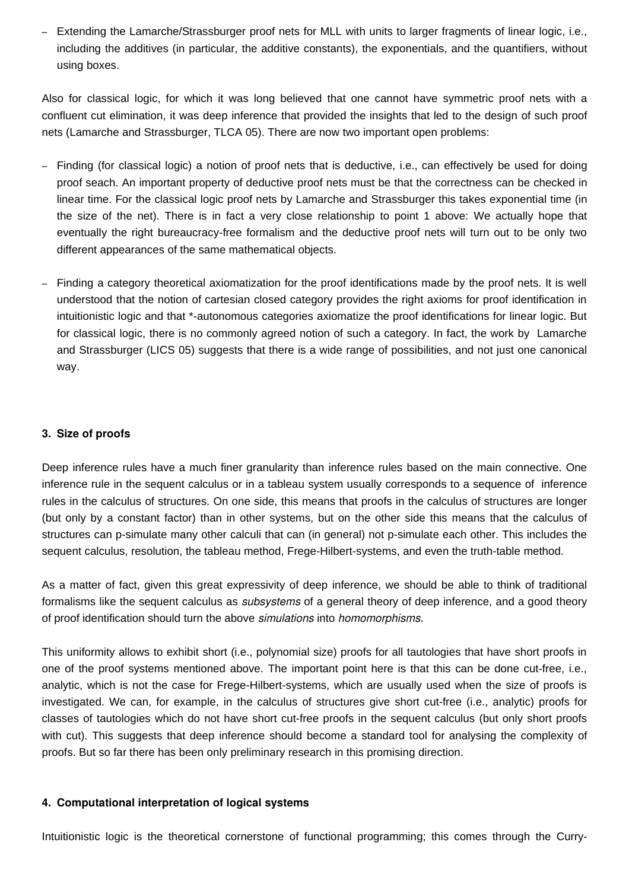- Extending the Lamarche/Strassburger proof nets for MLL with units to larger fragments of linear logic, i.e., including the additives (in particular, the additive constants), the exponentials, and the quantifiers, without using boxes.

Also for classical logic, for which it was long believed that one cannot have symmetric proof nets with a confluent cut elimination, it was deep inference that provided the insights that led to the design of such proof nets (Lamarche and Strassburger, TLCA 05). There are now two important open problems:

- Finding (for classical logic) a notion of proof nets that is deductive, i.e., can effectively be used for doing proof seach. An important property of deductive proof nets must be that the correctness can be checked in linear time. For the classical logic proof nets by Lamarche and Strassburger this takes exponential time (in the size of the net). There is in fact a very close relationship to point 1 above: We actually hope that eventually the right bureaucracy-free formalism and the deductive proof nets will turn out to be only two different appearances of the same mathematical objects.

- Finding a category theoretical axiomatization for the proof identifications made by the proof nets. It is well understood that the notion of cartesian closed category provides the right axioms for proof identification in intuitionistic logic and that *-autonomous categories axiomatize the proof identifications for linear logic. But for classical logic, there is no commonly agreed notion of such a category. In fact, the work by Lamarche and Strassburger (LICS 05) suggests that there is a wide range of possibilities, and not just one canonical way.

### 3. Size of proofs

Deep inference rules have a much finer granularity than inference rules based on the main connective. One inference rule in the sequent calculus or in a tableau system usually corresponds to a sequence of inference rules in the calculus of structures. On one side, this means that proofs in the calculus of structures are longer (but only by a constant factor) than in other systems, but on the other side this means that the calculus of structures can p-simulate many other calculi that can (in general) not p-simulate each other. This includes the sequent calculus, resolution, the tableau method, Frege-Hilbert-systems, and even the truth-table method.

As a matter of fact, given this great expressivity of deep inference, we should be able to think of traditional formalisms like the sequent calculus as *subsystems* of a general theory of deep inference, and a good theory of proof identification should turn the above *simulations* into *homomorphisms.*

This uniformity allows to exhibit short (i.e., polynomial size) proofs for all tautologies that have short proofs in one of the proof systems mentioned above. The important point here is that this can be done cut-free, i.e., analytic, which is not the case for Frege-Hilbert-systems, which are usually used when the size of proofs is investigated. We can, for example, in the calculus of structures give short cut-free (i.e., analytic) proofs for classes of tautologies which do not have short cut-free proofs in the sequent calculus (but only short proofs with cut). This suggests that deep inference should become a standard tool for analysing the complexity of proofs. But so far there has been only preliminary research in this promising direction.

### 4. Computational interpretation of logical systems

Intuitionistic logic is the theoretical cornerstone of functional programming; this comes through the Curry-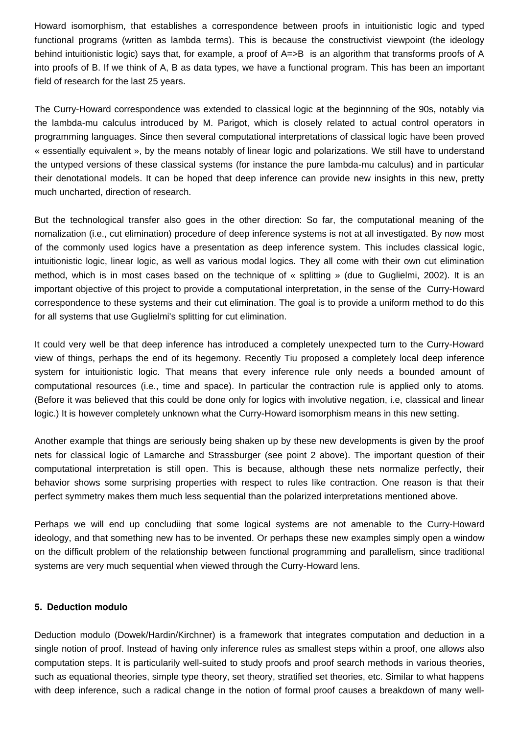Howard isomorphism, that establishes a correspondence between proofs in intuitionistic logic and typed functional programs (written as lambda terms). This is because the constructivist viewpoint (the ideology behind intuitionistic logic) says that, for example, a proof of A=>B is an algorithm that transforms proofs of A into proofs of B. If we think of A, B as data types, we have a functional program. This has been an important field of research for the last 25 years.

The Curry-Howard correspondence was extended to classical logic at the beginnning of the 90s, notably via the lambda-mu calculus introduced by M. Parigot, which is closely related to actual control operators in programming languages. Since then several computational interpretations of classical logic have been proved « essentially equivalent », by the means notably of linear logic and polarizations. We still have to understand the untyped versions of these classical systems (for instance the pure lambda-mu calculus) and in particular their denotational models. It can be hoped that deep inference can provide new insights in this new, pretty much uncharted, direction of research.

But the technological transfer also goes in the other direction: So far, the computational meaning of the nomalization (i.e., cut elimination) procedure of deep inference systems is not at all investigated. By now most of the commonly used logics have a presentation as deep inference system. This includes classical logic, intuitionistic logic, linear logic, as well as various modal logics. They all come with their own cut elimination method, which is in most cases based on the technique of « splitting » (due to Guglielmi, 2002). It is an important objective of this project to provide a computational interpretation, in the sense of the Curry-Howard correspondence to these systems and their cut elimination. The goal is to provide a uniform method to do this for all systems that use Guglielmi's splitting for cut elimination.

It could very well be that deep inference has introduced a completely unexpected turn to the Curry-Howard view of things, perhaps the end of its hegemony. Recently Tiu proposed a completely local deep inference system for intuitionistic logic. That means that every inference rule only needs a bounded amount of computational resources (i.e., time and space). In particular the contraction rule is applied only to atoms. (Before it was believed that this could be done only for logics with involutive negation, i.e, classical and linear logic.) It is however completely unknown what the Curry-Howard isomorphism means in this new setting.

Another example that things are seriously being shaken up by these new developments is given by the proof nets for classical logic of Lamarche and Strassburger (see point 2 above). The important question of their computational interpretation is still open. This is because, although these nets normalize perfectly, their behavior shows some surprising properties with respect to rules like contraction. One reason is that their perfect symmetry makes them much less sequential than the polarized interpretations mentioned above.

Perhaps we will end up concludiing that some logical systems are not amenable to the Curry-Howard ideology, and that something new has to be invented. Or perhaps these new examples simply open a window on the difficult problem of the relationship between functional programming and parallelism, since traditional systems are very much sequential when viewed through the Curry-Howard lens.

#### 5. Deduction modulo

Deduction modulo (Dowek/Hardin/Kirchner) is a framework that integrates computation and deduction in a single notion of proof. Instead of having only inference rules as smallest steps within a proof, one allows also computation steps. It is particularily well-suited to study proofs and proof search methods in various theories, such as equational theories, simple type theory, set theory, stratified set theories, etc. Similar to what happens with deep inference, such a radical change in the notion of formal proof causes a breakdown of many well-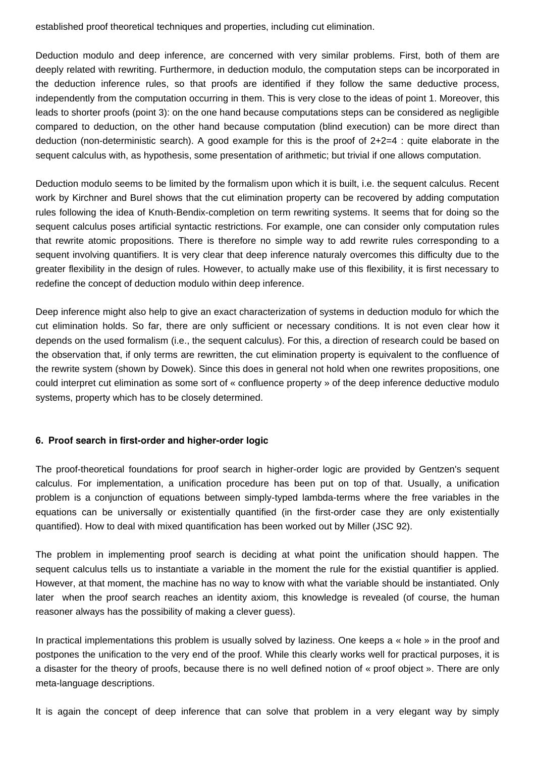established proof theoretical techniques and properties, including cut elimination.

Deduction modulo and deep inference, are concerned with very similar problems. First, both of them are deeply related with rewriting. Furthermore, in deduction modulo, the computation steps can be incorporated in the deduction inference rules, so that proofs are identified if they follow the same deductive process, independently from the computation occurring in them. This is very close to the ideas of point 1. Moreover, this leads to shorter proofs (point 3): on the one hand because computations steps can be considered as negligible compared to deduction, on the other hand because computation (blind execution) can be more direct than deduction (non-deterministic search). A good example for this is the proof of 2+2=4 : quite elaborate in the sequent calculus with, as hypothesis, some presentation of arithmetic; but trivial if one allows computation.

Deduction modulo seems to be limited by the formalism upon which it is built, i.e. the sequent calculus. Recent work by Kirchner and Burel shows that the cut elimination property can be recovered by adding computation rules following the idea of Knuth-Bendix-completion on term rewriting systems. It seems that for doing so the sequent calculus poses artificial syntactic restrictions. For example, one can consider only computation rules that rewrite atomic propositions. There is therefore no simple way to add rewrite rules corresponding to a sequent involving quantifiers. It is very clear that deep inference naturaly overcomes this difficulty due to the greater flexibility in the design of rules. However, to actually make use of this flexibility, it is first necessary to redefine the concept of deduction modulo within deep inference.

Deep inference might also help to give an exact characterization of systems in deduction modulo for which the cut elimination holds. So far, there are only sufficient or necessary conditions. It is not even clear how it depends on the used formalism (i.e., the sequent calculus). For this, a direction of research could be based on the observation that, if only terms are rewritten, the cut elimination property is equivalent to the confluence of the rewrite system (shown by Dowek). Since this does in general not hold when one rewrites propositions, one could interpret cut elimination as some sort of « confluence property » of the deep inference deductive modulo systems, property which has to be closely determined.

#### 6. Proof search in first-order and higher-order logic

The proof-theoretical foundations for proof search in higher-order logic are provided by Gentzen's sequent calculus. For implementation, a unification procedure has been put on top of that. Usually, a unification problem is a conjunction of equations between simply-typed lambda-terms where the free variables in the equations can be universally or existentially quantified (in the first-order case they are only existentially quantified). How to deal with mixed quantification has been worked out by Miller (JSC 92).

The problem in implementing proof search is deciding at what point the unification should happen. The sequent calculus tells us to instantiate a variable in the moment the rule for the existial quantifier is applied. However, at that moment, the machine has no way to know with what the variable should be instantiated. Only later when the proof search reaches an identity axiom, this knowledge is revealed (of course, the human reasoner always has the possibility of making a clever guess).

In practical implementations this problem is usually solved by laziness. One keeps a « hole » in the proof and postpones the unification to the very end of the proof. While this clearly works well for practical purposes, it is a disaster for the theory of proofs, because there is no well defined notion of « proof object ». There are only meta-language descriptions.

It is again the concept of deep inference that can solve that problem in a very elegant way by simply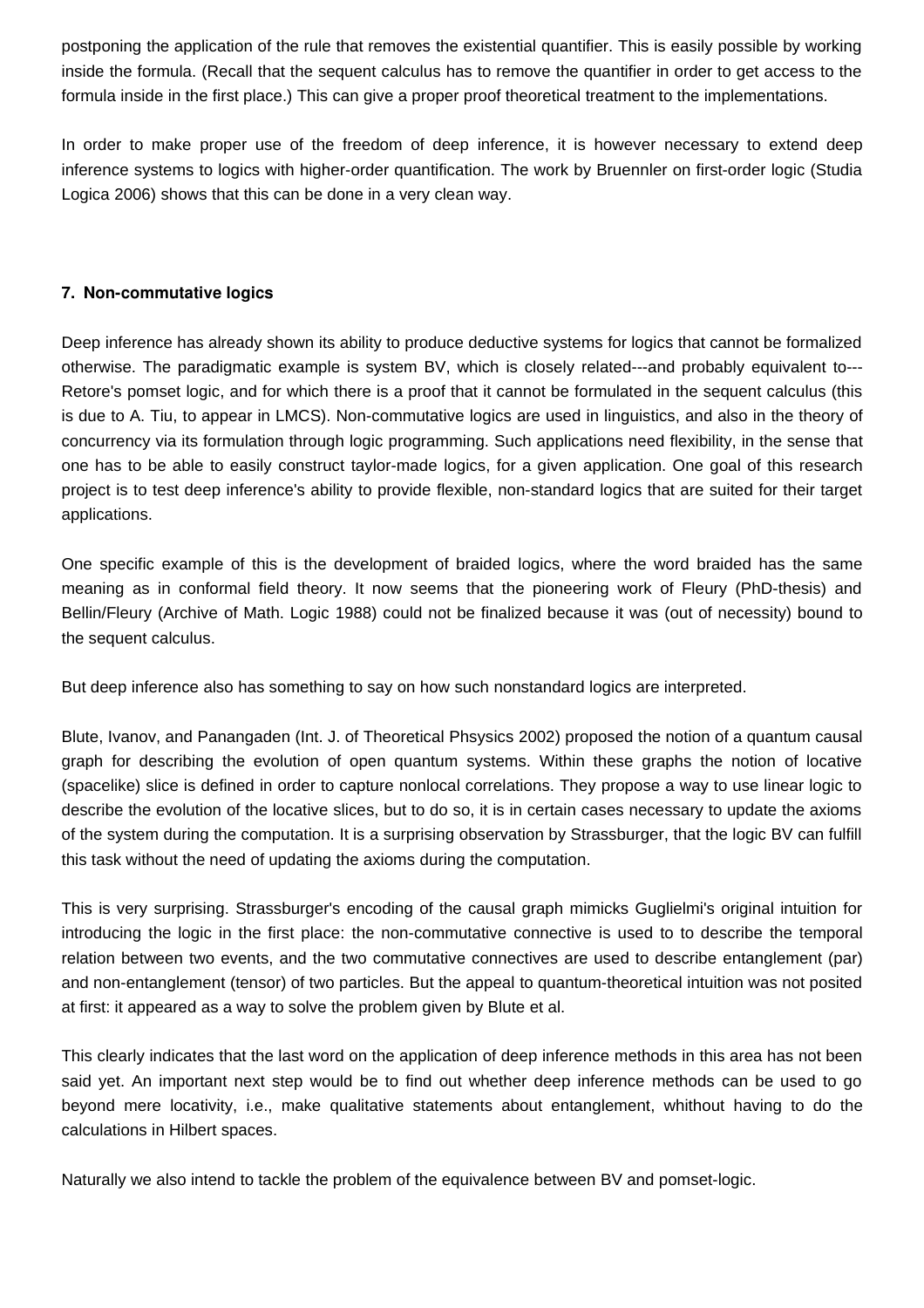postponing the application of the rule that removes the existential quantifier. This is easily possible by working inside the formula. (Recall that the sequent calculus has to remove the quantifier in order to get access to the formula inside in the first place.) This can give a proper proof theoretical treatment to the implementations.

In order to make proper use of the freedom of deep inference, it is however necessary to extend deep inference systems to logics with higher-order quantification. The work by Bruennler on first-order logic (Studia Logica 2006) shows that this can be done in a very clean way.

**7. Non-commutative logics**

Deep inference has already shown its ability to produce deductive systems for logics that cannot be formalized otherwise. The paradigmatic example is system BV, which is closely related---and probably equivalent to--- Retore's pomset logic, and for which there is a proof that it cannot be formulated in the sequent calculus (this is due to A. Tiu, to appear in LMCS). Non-commutative logics are used in linguistics, and also in the theory of concurrency via its formulation through logic programming. Such applications need flexibility, in the sense that one has to be able to easily construct taylor-made logics, for a given application. One goal of this research project is to test deep inference's ability to provide flexible, non-standard logics that are suited for their target applications.

One specific example of this is the development of braided logics, where the word braided has the same meaning as in conformal field theory. It now seems that the pioneering work of Fleury (PhD-thesis) and Bellin/Fleury (Archive of Math. Logic 1988) could not be finalized because it was (out of necessity) bound to the sequent calculus.

But deep inference also has something to say on how such nonstandard logics are interpreted.

Blute, Ivanov, and Panangaden (Int. J. of Theoretical Phsysics 2002) proposed the notion of a quantum causal graph for describing the evolution of open quantum systems. Within these graphs the notion of locative (spacelike) slice is defined in order to capture nonlocal correlations. They propose a way to use linear logic to describe the evolution of the locative slices, but to do so, it is in certain cases necessary to update the axioms of the system during the computation. It is a surprising observation by Strassburger, that the logic BV can fulfill this task without the need of updating the axioms during the computation.

This is very surprising. Strassburger's encoding of the causal graph mimicks Guglielmi's original intuition for introducing the logic in the first place: the non-commutative connective is used to to describe the temporal relation between two events, and the two commutative connectives are used to describe entanglement (par) and non-entanglement (tensor) of two particles. But the appeal to quantum-theoretical intuition was not posited at first: it appeared as a way to solve the problem given by Blute et al.

This clearly indicates that the last word on the application of deep inference methods in this area has not been said yet. An important next step would be to find out whether deep inference methods can be used to go beyond mere locativity, i.e., make qualitative statements about entanglement, whithout having to do the calculations in Hilbert spaces.

Naturally we also intend to tackle the problem of the equivalence between BV and pomset-logic.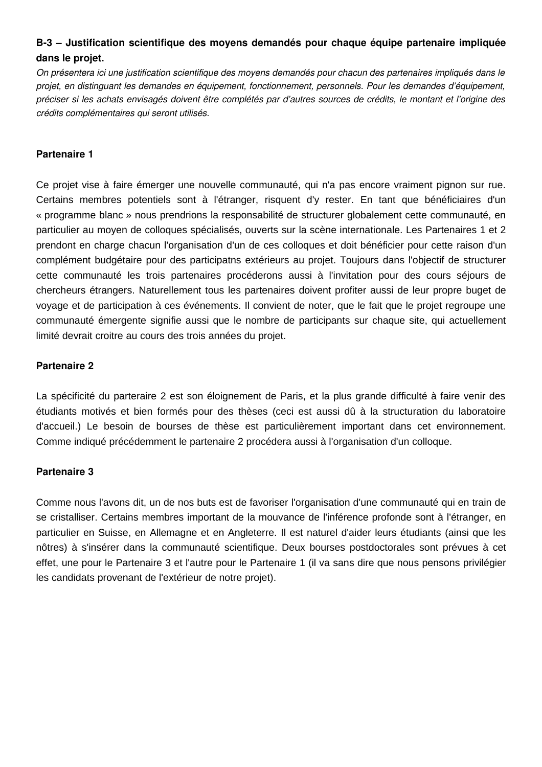**B-3 – Justification scientifique des moyens demandés pour chaque équipe partenaire impliquée dans le projet.**

*On présentera ici une justification scientifique des moyens demandés pour chacun des partenaires impliqués dans le projet, en distinguant les demandes en équipement, fonctionnement, personnels. Pour les demandes d'équipement, préciser si les achats envisagés doivent être complétés par d'autres sources de crédits, le montant et l'origine des crédits complémentaires qui seront utilisés.*

**Partenaire 1**

Ce projet vise à faire émerger une nouvelle communauté, qui n'a pas encore vraiment pignon sur rue. Certains membres potentiels sont à l'étranger, risquent d'y rester. En tant que bénéficiaires d'un « programme blanc » nous prendrions la responsabilité de structurer globalement cette communauté, en particulier au moyen de colloques spécialisés, ouverts sur la scène internationale. Les Partenaires 1 et 2 prendont en charge chacun l'organisation d'un de ces colloques et doit bénéficier pour cette raison d'un complément budgétaire pour des participatns extérieurs au projet. Toujours dans l'objectif de structurer cette communauté les trois partenaires procéderons aussi à l'invitation pour des cours séjours de chercheurs étrangers. Naturellement tous les partenaires doivent profiter aussi de leur propre buget de voyage et de participation à ces événements. Il convient de noter, que le fait que le projet regroupe une communauté émergente signifie aussi que le nombre de participants sur chaque site, qui actuellement limité devrait croitre au cours des trois années du projet.

**Partenaire 2**

La spécificité du parteraire 2 est son éloignement de Paris, et la plus grande difficulté à faire venir des étudiants motivés et bien formés pour des thèses (ceci est aussi dû à la structuration du laboratoire d'accueil.) Le besoin de bourses de thèse est particulièrement important dans cet environnement. Comme indiqué précédemment le partenaire 2 procédera aussi à l'organisation d'un colloque.

**Partenaire 3**

Comme nous l'avons dit, un de nos buts est de favoriser l'organisation d'une communauté qui en train de se cristalliser. Certains membres important de la mouvance de l'inférence profonde sont à l'étranger, en particulier en Suisse, en Allemagne et en Angleterre. Il est naturel d'aider leurs étudiants (ainsi que les nôtres) à s'insérer dans la communauté scientifique. Deux bourses postdoctorales sont prévues à cet effet, une pour le Partenaire 3 et l'autre pour le Partenaire 1 (il va sans dire que nous pensons privilégier les candidats provenant de l'extérieur de notre projet).